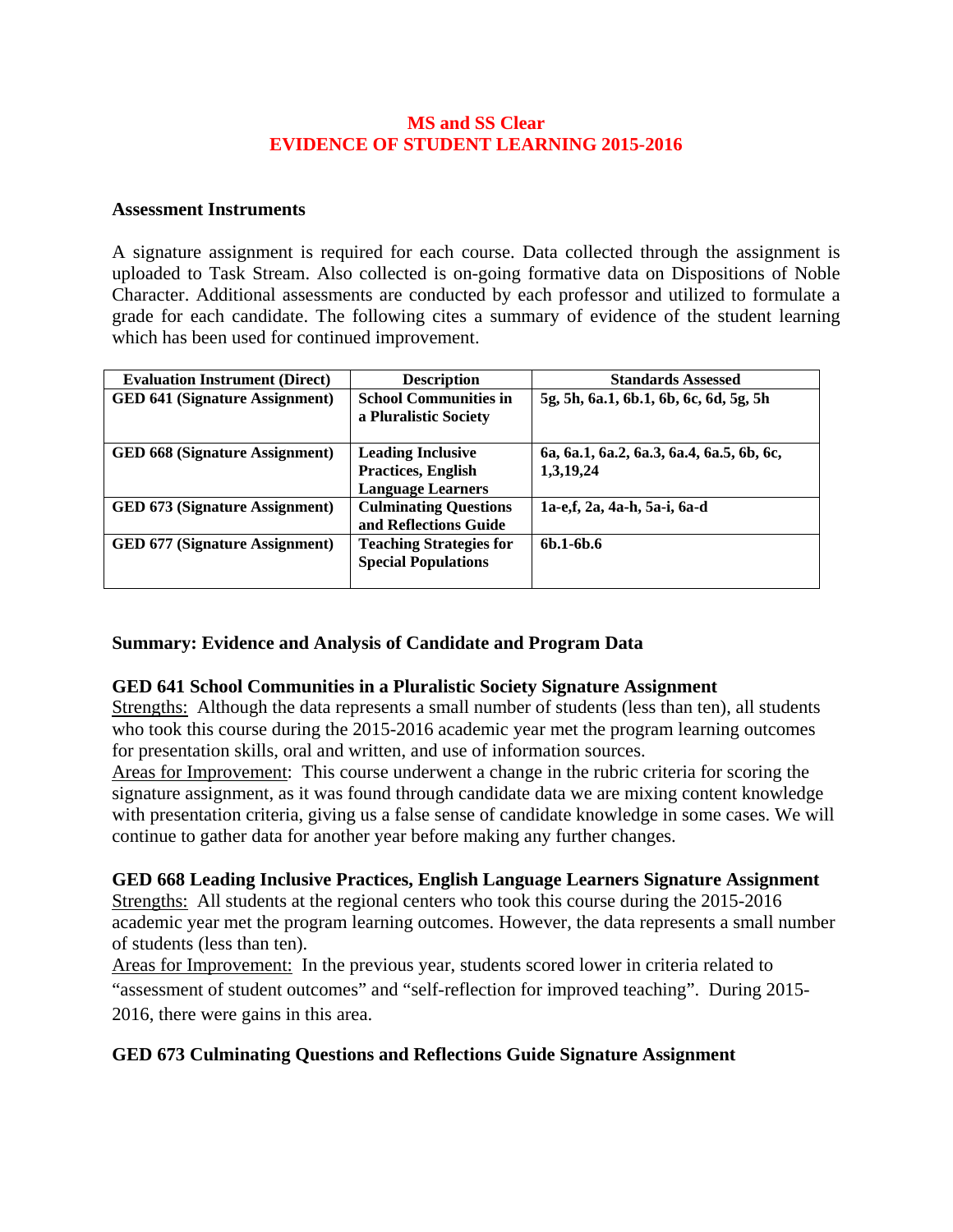# MS and SS Clear
# EVIDENCE OF STUDENT LEARNING 2015-2016

### Assessment Instruments

A signature assignment is required for each course. Data collected through the assignment is uploaded to Task Stream. Also collected is on-going formative data on Dispositions of Noble Character. Additional assessments are conducted by each professor and utilized to formulate a grade for each candidate. The following cites a summary of evidence of the student learning which has been used for continued improvement.

| Evaluation Instrument (Direct) | Description | Standards Assessed |
|---|---|---|
| **GED 641 (Signature Assignment)** | **School Communities in a Pluralistic Society** | **5g, 5h, 6a.1, 6b.1, 6b, 6c, 6d, 5g, 5h** |
| **GED 668 (Signature Assignment)** | **Leading Inclusive Practices, English Language Learners** | **6a, 6a.1, 6a.2, 6a.3, 6a.4, 6a.5, 6b, 6c, 1,3,19,24** |
| **GED 673 (Signature Assignment)** | **Culminating Questions and Reflections Guide** | **1a-e,f, 2a, 4a-h, 5a-i, 6a-d** |
| **GED 677 (Signature Assignment)** | **Teaching Strategies for Special Populations** | **6b.1-6b.6** |

### Summary: Evidence and Analysis of Candidate and Program Data

**GED 641 School Communities in a Pluralistic Society Signature Assignment**

Strengths: Although the data represents a small number of students (less than ten), all students who took this course during the 2015-2016 academic year met the program learning outcomes for presentation skills, oral and written, and use of information sources.

Areas for Improvement: This course underwent a change in the rubric criteria for scoring the signature assignment, as it was found through candidate data we are mixing content knowledge with presentation criteria, giving us a false sense of candidate knowledge in some cases. We will continue to gather data for another year before making any further changes.

**GED 668 Leading Inclusive Practices, English Language Learners Signature Assignment**

Strengths: All students at the regional centers who took this course during the 2015-2016 academic year met the program learning outcomes. However, the data represents a small number of students (less than ten).

Areas for Improvement: In the previous year, students scored lower in criteria related to "assessment of student outcomes" and "self-reflection for improved teaching". During 2015-2016, there were gains in this area.

**GED 673 Culminating Questions and Reflections Guide Signature Assignment**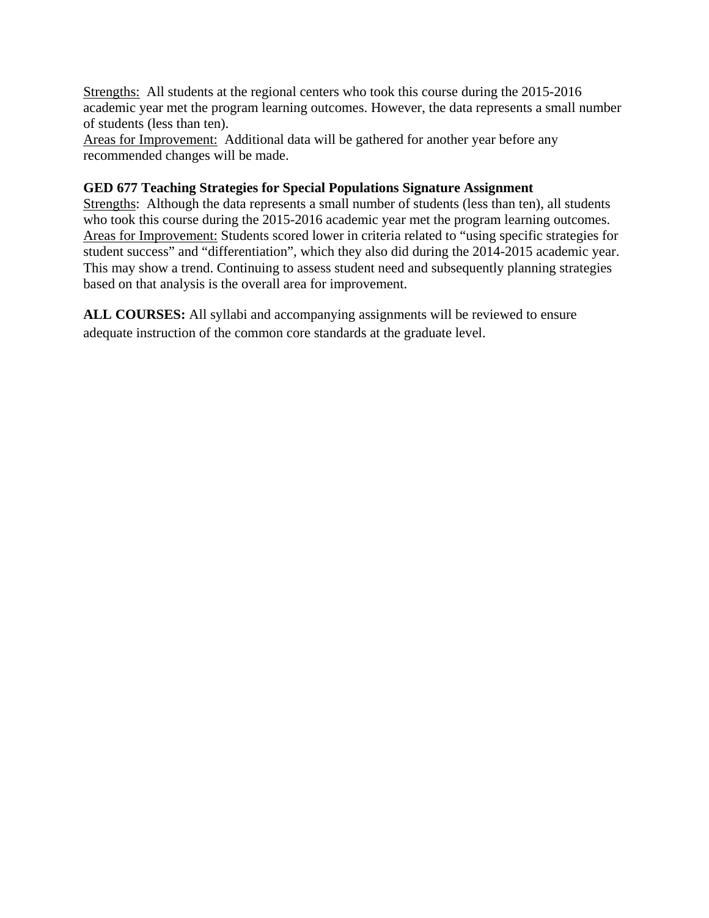Strengths: All students at the regional centers who took this course during the 2015-2016 academic year met the program learning outcomes. However, the data represents a small number of students (less than ten).
Areas for Improvement: Additional data will be gathered for another year before any recommended changes will be made.

**GED 677 Teaching Strategies for Special Populations Signature Assignment**
Strengths: Although the data represents a small number of students (less than ten), all students who took this course during the 2015-2016 academic year met the program learning outcomes.
Areas for Improvement: Students scored lower in criteria related to "using specific strategies for student success" and "differentiation", which they also did during the 2014-2015 academic year. This may show a trend. Continuing to assess student need and subsequently planning strategies based on that analysis is the overall area for improvement.

**ALL COURSES:** All syllabi and accompanying assignments will be reviewed to ensure adequate instruction of the common core standards at the graduate level.